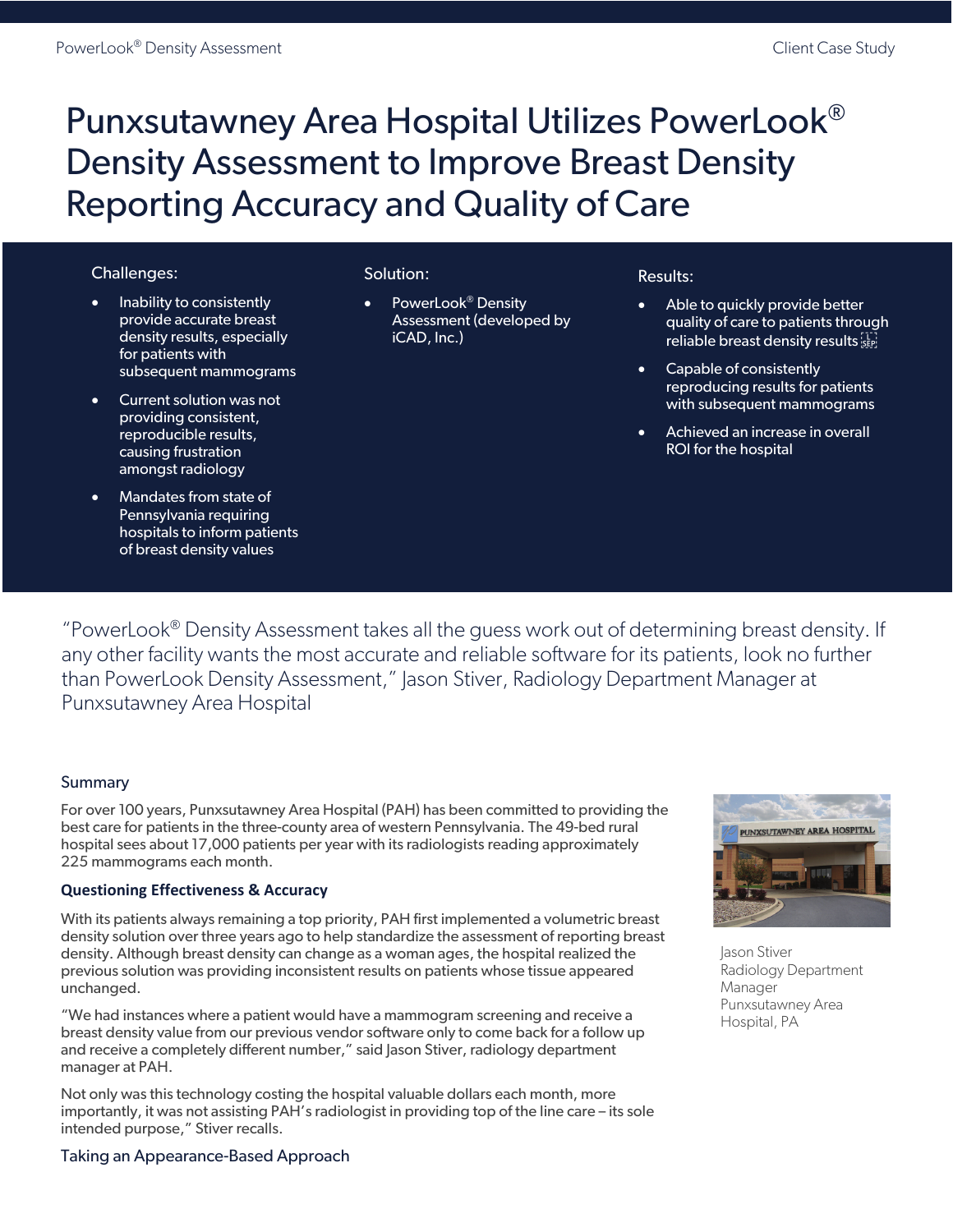# Punxsutawney Area Hospital Utilizes PowerLook® Density Assessment to Improve Breast Density Reporting Accuracy and Quality of Care

**Challenges:**

- Inability to consistently provide accurate breast density results, especially for patients with subsequent mammograms
- Current solution was not providing consistent, reproducible results, causing frustration amongst radiology
- Mandates from state of Pennsylvania requiring hospitals to inform patients of breast density values

**Solution:**

- PowerLook® Density Assessment (developed by iCAD, Inc.)

**Results:**

- Able to quickly provide better quality of care to patients through reliable breast density results
- Capable of consistently reproducing results for patients with subsequent mammograms
- Achieved an increase in overall ROI for the hospital

"PowerLook® Density Assessment takes all the guess work out of determining breast density. If any other facility wants the most accurate and reliable software for its patients, look no further than PowerLook Density Assessment," Jason Stiver, Radiology Department Manager at Punxsutawney Area Hospital

## Summary

For over 100 years, Punxsutawney Area Hospital (PAH) has been committed to providing the best care for patients in the three-county area of western Pennsylvania. The 49-bed rural hospital sees about 17,000 patients per year with its radiologists reading approximately 225 mammograms each month.

Jason Stiver
Radiology Department Manager
Punxsutawney Area Hospital, PA

### Questioning Effectiveness & Accuracy

With its patients always remaining a top priority, PAH first implemented a volumetric breast density solution over three years ago to help standardize the assessment of reporting breast density. Although breast density can change as a woman ages, the hospital realized the previous solution was providing inconsistent results on patients whose tissue appeared unchanged.

"We had instances where a patient would have a mammogram screening and receive a breast density value from our previous vendor software only to come back for a follow up and receive a completely different number," said Jason Stiver, radiology department manager at PAH.

Not only was this technology costing the hospital valuable dollars each month, more importantly, it was not assisting PAH's radiologist in providing top of the line care – its sole intended purpose," Stiver recalls.

## Taking an Appearance-Based Approach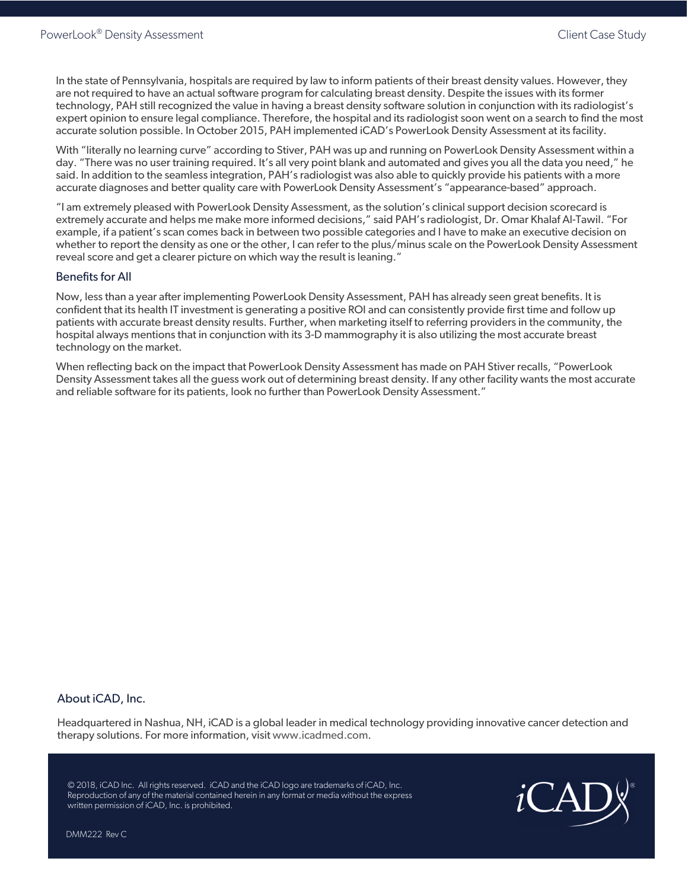In the state of Pennsylvania, hospitals are required by law to inform patients of their breast density values. However, they are not required to have an actual software program for calculating breast density. Despite the issues with its former technology, PAH still recognized the value in having a breast density software solution in conjunction with its radiologist's expert opinion to ensure legal compliance. Therefore, the hospital and its radiologist soon went on a search to find the most accurate solution possible. In October 2015, PAH implemented iCAD's PowerLook Density Assessment at its facility.

With "literally no learning curve" according to Stiver, PAH was up and running on PowerLook Density Assessment within a day. "There was no user training required. It's all very point blank and automated and gives you all the data you need," he said. In addition to the seamless integration, PAH's radiologist was also able to quickly provide his patients with a more accurate diagnoses and better quality care with PowerLook Density Assessment's "appearance-based" approach.

"I am extremely pleased with PowerLook Density Assessment, as the solution's clinical support decision scorecard is extremely accurate and helps me make more informed decisions," said PAH's radiologist, Dr. Omar Khalaf Al-Tawil. "For example, if a patient's scan comes back in between two possible categories and I have to make an executive decision on whether to report the density as one or the other, I can refer to the plus/minus scale on the PowerLook Density Assessment reveal score and get a clearer picture on which way the result is leaning."

## Benefits for All

Now, less than a year after implementing PowerLook Density Assessment, PAH has already seen great benefits. It is confident that its health IT investment is generating a positive ROI and can consistently provide first time and follow up patients with accurate breast density results. Further, when marketing itself to referring providers in the community, the hospital always mentions that in conjunction with its 3-D mammography it is also utilizing the most accurate breast technology on the market.

When reflecting back on the impact that PowerLook Density Assessment has made on PAH Stiver recalls, "PowerLook Density Assessment takes all the guess work out of determining breast density. If any other facility wants the most accurate and reliable software for its patients, look no further than PowerLook Density Assessment."

## About iCAD, Inc.

Headquartered in Nashua, NH, iCAD is a global leader in medical technology providing innovative cancer detection and therapy solutions. For more information, visit www.icadmed.com.

© 2018, iCAD Inc. All rights reserved. iCAD and the iCAD logo are trademarks of iCAD, Inc. Reproduction of any of the material contained herein in any format or media without the express written permission of iCAD, Inc. is prohibited.

DMM222 Rev C